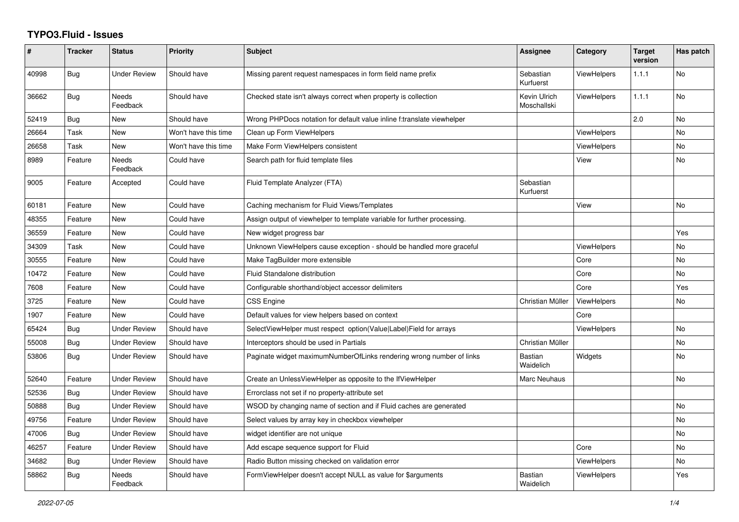# TYPO3.Fluid - Issues

| # | Tracker | Status | Priority | Subject | Assignee | Category | Target version | Has patch |
|---|---|---|---|---|---|---|---|---|
| 40998 | Bug | Under Review | Should have | Missing parent request namespaces in form field name prefix | Sebastian Kurfuerst | ViewHelpers | 1.1.1 | No |
| 36662 | Bug | Needs Feedback | Should have | Checked state isn't always correct when property is collection | Kevin Ulrich Moschallski | ViewHelpers | 1.1.1 | No |
| 52419 | Bug | New | Should have | Wrong PHPDocs notation for default value inline f:translate viewhelper | | | 2.0 | No |
| 26664 | Task | New | Won't have this time | Clean up Form ViewHelpers | | ViewHelpers | | No |
| 26658 | Task | New | Won't have this time | Make Form ViewHelpers consistent | | ViewHelpers | | No |
| 8989 | Feature | Needs Feedback | Could have | Search path for fluid template files | | View | | No |
| 9005 | Feature | Accepted | Could have | Fluid Template Analyzer (FTA) | Sebastian Kurfuerst | | | |
| 60181 | Feature | New | Could have | Caching mechanism for Fluid Views/Templates | | View | | No |
| 48355 | Feature | New | Could have | Assign output of viewhelper to template variable for further processing. | | | | |
| 36559 | Feature | New | Could have | New widget progress bar | | | | Yes |
| 34309 | Task | New | Could have | Unknown ViewHelpers cause exception - should be handled more graceful | | ViewHelpers | | No |
| 30555 | Feature | New | Could have | Make TagBuilder more extensible | | Core | | No |
| 10472 | Feature | New | Could have | Fluid Standalone distribution | | Core | | No |
| 7608 | Feature | New | Could have | Configurable shorthand/object accessor delimiters | | Core | | Yes |
| 3725 | Feature | New | Could have | CSS Engine | Christian Müller | ViewHelpers | | No |
| 1907 | Feature | New | Could have | Default values for view helpers based on context | | Core | | |
| 65424 | Bug | Under Review | Should have | SelectViewHelper must respect option(Value\|Label)Field for arrays | | ViewHelpers | | No |
| 55008 | Bug | Under Review | Should have | Interceptors should be used in Partials | Christian Müller | | | No |
| 53806 | Bug | Under Review | Should have | Paginate widget maximumNumberOfLinks rendering wrong number of links | Bastian Waidelich | Widgets | | No |
| 52640 | Feature | Under Review | Should have | Create an UnlessViewHelper as opposite to the IfViewHelper | Marc Neuhaus | | | No |
| 52536 | Bug | Under Review | Should have | Errorclass not set if no property-attribute set | | | | |
| 50888 | Bug | Under Review | Should have | WSOD by changing name of section and if Fluid caches are generated | | | | No |
| 49756 | Feature | Under Review | Should have | Select values by array key in checkbox viewhelper | | | | No |
| 47006 | Bug | Under Review | Should have | widget identifier are not unique | | | | No |
| 46257 | Feature | Under Review | Should have | Add escape sequence support for Fluid | | Core | | No |
| 34682 | Bug | Under Review | Should have | Radio Button missing checked on validation error | | ViewHelpers | | No |
| 58862 | Bug | Needs Feedback | Should have | FormViewHelper doesn't accept NULL as value for $arguments | Bastian Waidelich | ViewHelpers | | Yes |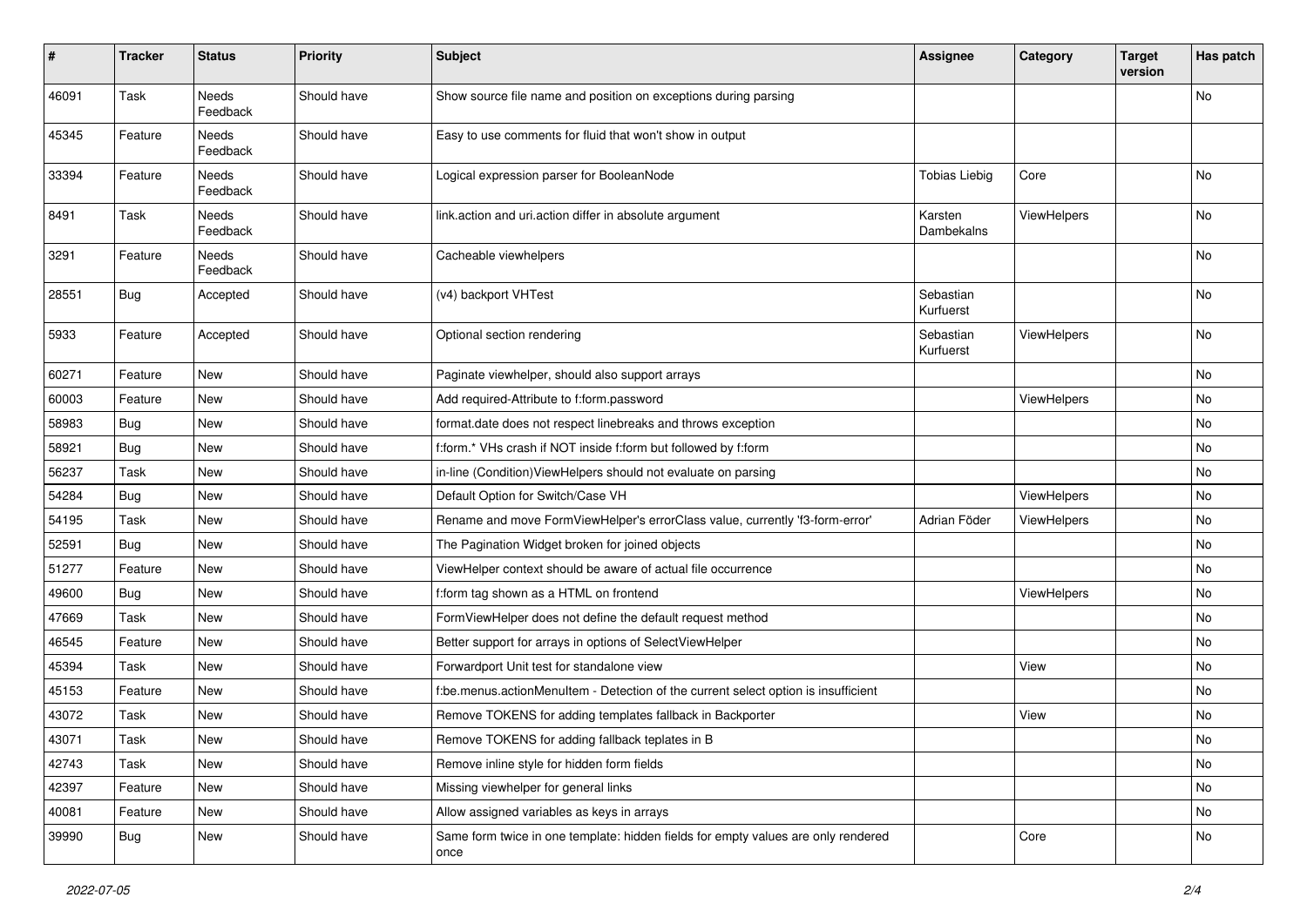| # | Tracker | Status | Priority | Subject | Assignee | Category | Target version | Has patch |
|---|---|---|---|---|---|---|---|---|
| 46091 | Task | Needs Feedback | Should have | Show source file name and position on exceptions during parsing | | | | No |
| 45345 | Feature | Needs Feedback | Should have | Easy to use comments for fluid that won't show in output | | | | |
| 33394 | Feature | Needs Feedback | Should have | Logical expression parser for BooleanNode | Tobias Liebig | Core | | No |
| 8491 | Task | Needs Feedback | Should have | link.action and uri.action differ in absolute argument | Karsten Dambekalns | ViewHelpers | | No |
| 3291 | Feature | Needs Feedback | Should have | Cacheable viewhelpers | | | | No |
| 28551 | Bug | Accepted | Should have | (v4) backport VHTest | Sebastian Kurfuerst | | | No |
| 5933 | Feature | Accepted | Should have | Optional section rendering | Sebastian Kurfuerst | ViewHelpers | | No |
| 60271 | Feature | New | Should have | Paginate viewhelper, should also support arrays | | | | No |
| 60003 | Feature | New | Should have | Add required-Attribute to f:form.password | | ViewHelpers | | No |
| 58983 | Bug | New | Should have | format.date does not respect linebreaks and throws exception | | | | No |
| 58921 | Bug | New | Should have | f:form.* VHs crash if NOT inside f:form but followed by f:form | | | | No |
| 56237 | Task | New | Should have | in-line (Condition)ViewHelpers should not evaluate on parsing | | | | No |
| 54284 | Bug | New | Should have | Default Option for Switch/Case VH | | ViewHelpers | | No |
| 54195 | Task | New | Should have | Rename and move FormViewHelper's errorClass value, currently 'f3-form-error' | Adrian Föder | ViewHelpers | | No |
| 52591 | Bug | New | Should have | The Pagination Widget broken for joined objects | | | | No |
| 51277 | Feature | New | Should have | ViewHelper context should be aware of actual file occurrence | | | | No |
| 49600 | Bug | New | Should have | f:form tag shown as a HTML on frontend | | ViewHelpers | | No |
| 47669 | Task | New | Should have | FormViewHelper does not define the default request method | | | | No |
| 46545 | Feature | New | Should have | Better support for arrays in options of SelectViewHelper | | | | No |
| 45394 | Task | New | Should have | Forwardport Unit test for standalone view | | View | | No |
| 45153 | Feature | New | Should have | f:be.menus.actionMenuItem - Detection of the current select option is insufficient | | | | No |
| 43072 | Task | New | Should have | Remove TOKENS for adding templates fallback in Backporter | | View | | No |
| 43071 | Task | New | Should have | Remove TOKENS for adding fallback teplates in B | | | | No |
| 42743 | Task | New | Should have | Remove inline style for hidden form fields | | | | No |
| 42397 | Feature | New | Should have | Missing viewhelper for general links | | | | No |
| 40081 | Feature | New | Should have | Allow assigned variables as keys in arrays | | | | No |
| 39990 | Bug | New | Should have | Same form twice in one template: hidden fields for empty values are only rendered once | | Core | | No |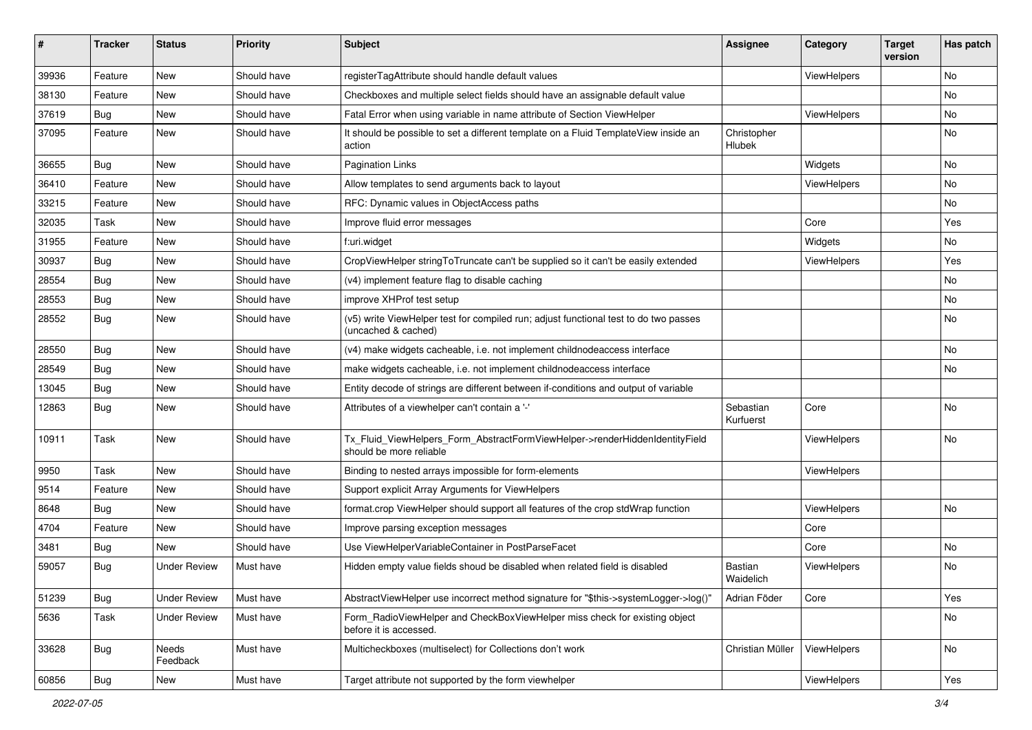| # | Tracker | Status | Priority | Subject | Assignee | Category | Target version | Has patch |
|---|---|---|---|---|---|---|---|---|
| 39936 | Feature | New | Should have | registerTagAttribute should handle default values | | ViewHelpers | | No |
| 38130 | Feature | New | Should have | Checkboxes and multiple select fields should have an assignable default value | | | | No |
| 37619 | Bug | New | Should have | Fatal Error when using variable in name attribute of Section ViewHelper | | ViewHelpers | | No |
| 37095 | Feature | New | Should have | It should be possible to set a different template on a Fluid TemplateView inside an action | Christopher Hlubek | | | No |
| 36655 | Bug | New | Should have | Pagination Links | | Widgets | | No |
| 36410 | Feature | New | Should have | Allow templates to send arguments back to layout | | ViewHelpers | | No |
| 33215 | Feature | New | Should have | RFC: Dynamic values in ObjectAccess paths | | | | No |
| 32035 | Task | New | Should have | Improve fluid error messages | | Core | | Yes |
| 31955 | Feature | New | Should have | f:uri.widget | | Widgets | | No |
| 30937 | Bug | New | Should have | CropViewHelper stringToTruncate can't be supplied so it can't be easily extended | | ViewHelpers | | Yes |
| 28554 | Bug | New | Should have | (v4) implement feature flag to disable caching | | | | No |
| 28553 | Bug | New | Should have | improve XHProf test setup | | | | No |
| 28552 | Bug | New | Should have | (v5) write ViewHelper test for compiled run; adjust functional test to do two passes (uncached & cached) | | | | No |
| 28550 | Bug | New | Should have | (v4) make widgets cacheable, i.e. not implement childnodeaccess interface | | | | No |
| 28549 | Bug | New | Should have | make widgets cacheable, i.e. not implement childnodeaccess interface | | | | No |
| 13045 | Bug | New | Should have | Entity decode of strings are different between if-conditions and output of variable | | | | |
| 12863 | Bug | New | Should have | Attributes of a viewhelper can't contain a '-' | Sebastian Kurfuerst | Core | | No |
| 10911 | Task | New | Should have | Tx_Fluid_ViewHelpers_Form_AbstractFormViewHelper->renderHiddenIdentityField should be more reliable | | ViewHelpers | | No |
| 9950 | Task | New | Should have | Binding to nested arrays impossible for form-elements | | ViewHelpers | | |
| 9514 | Feature | New | Should have | Support explicit Array Arguments for ViewHelpers | | | | |
| 8648 | Bug | New | Should have | format.crop ViewHelper should support all features of the crop stdWrap function | | ViewHelpers | | No |
| 4704 | Feature | New | Should have | Improve parsing exception messages | | Core | | |
| 3481 | Bug | New | Should have | Use ViewHelperVariableContainer in PostParseFacet | | Core | | No |
| 59057 | Bug | Under Review | Must have | Hidden empty value fields shoud be disabled when related field is disabled | Bastian Waidelich | ViewHelpers | | No |
| 51239 | Bug | Under Review | Must have | AbstractViewHelper use incorrect method signature for "$this->systemLogger->log()" | Adrian Föder | Core | | Yes |
| 5636 | Task | Under Review | Must have | Form_RadioViewHelper and CheckBoxViewHelper miss check for existing object before it is accessed. | | | | No |
| 33628 | Bug | Needs Feedback | Must have | Multicheckboxes (multiselect) for Collections don't work | Christian Müller | ViewHelpers | | No |
| 60856 | Bug | New | Must have | Target attribute not supported by the form viewhelper | | ViewHelpers | | Yes |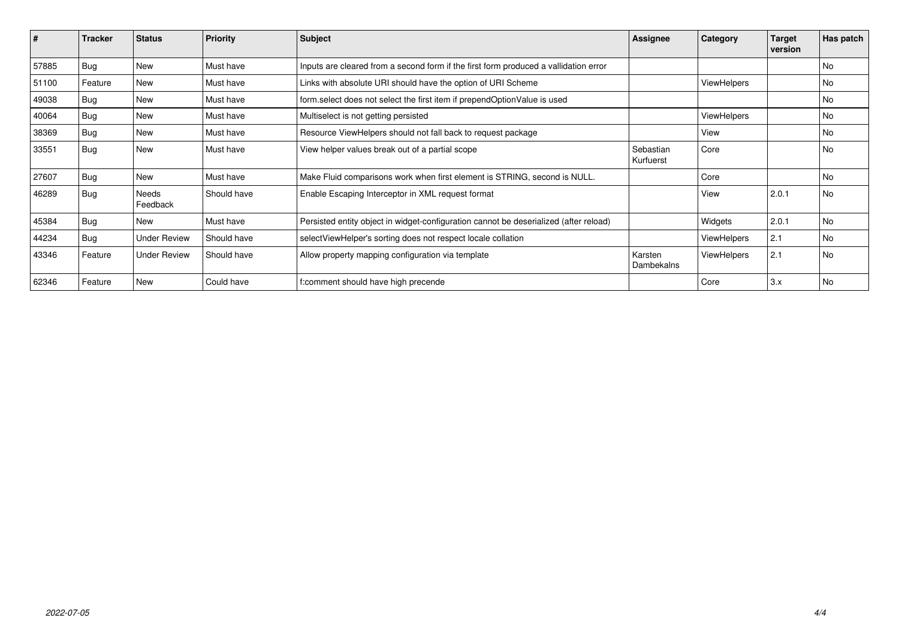| # | Tracker | Status | Priority | Subject | Assignee | Category | Target version | Has patch |
|---|---|---|---|---|---|---|---|---|
| 57885 | Bug | New | Must have | Inputs are cleared from a second form if the first form produced a vallidation error | | | | No |
| 51100 | Feature | New | Must have | Links with absolute URI should have the option of URI Scheme | | ViewHelpers | | No |
| 49038 | Bug | New | Must have | form.select does not select the first item if prependOptionValue is used | | | | No |
| 40064 | Bug | New | Must have | Multiselect is not getting persisted | | ViewHelpers | | No |
| 38369 | Bug | New | Must have | Resource ViewHelpers should not fall back to request package | | View | | No |
| 33551 | Bug | New | Must have | View helper values break out of a partial scope | Sebastian Kurfuerst | Core | | No |
| 27607 | Bug | New | Must have | Make Fluid comparisons work when first element is STRING, second is NULL. | | Core | | No |
| 46289 | Bug | Needs Feedback | Should have | Enable Escaping Interceptor in XML request format | | View | 2.0.1 | No |
| 45384 | Bug | New | Must have | Persisted entity object in widget-configuration cannot be deserialized (after reload) | | Widgets | 2.0.1 | No |
| 44234 | Bug | Under Review | Should have | selectViewHelper's sorting does not respect locale collation | | ViewHelpers | 2.1 | No |
| 43346 | Feature | Under Review | Should have | Allow property mapping configuration via template | Karsten Dambekalns | ViewHelpers | 2.1 | No |
| 62346 | Feature | New | Could have | f:comment should have high precende | | Core | 3.x | No |